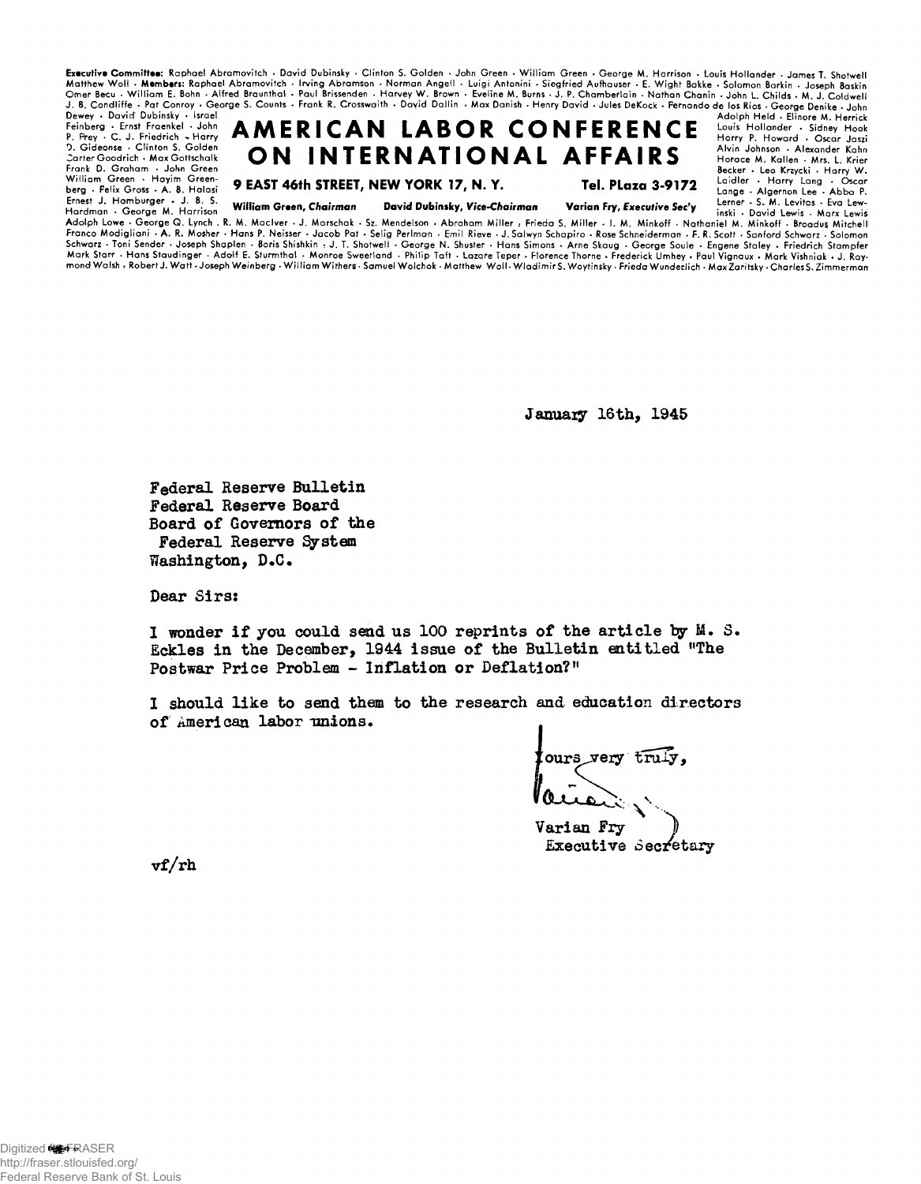**Executive Committee:** Raphael Abramovitch · David Dubinsky · Clinton S. Golden · John Green · William Green · George M. Harrison · Louis Hollander · James T. Shotwell Matthew Woll · **Members:** Raphael Abramovitch · Irving Abramson · Norman Angell · Luigi Antonini · Siegfried Aufhauser · E. Wight Bakke · Solomon Barkin · Joseph Baskin Omer Becu · William E. Bohn · Alfred Braunthal · Paul Brissenden · Harvey W. Brown · Eveline M. Burns · J. P. Chamberlain · Nathan Chanin · John L. Childs · M. J. Coldwell J. B. Condliffe · Pat Conroy · George S. Counts · Frank R. Crosswaith · David Dallin · Max Danish · Henry David · Jules DeKock · Fernando de los Rios · George Denike · John Dewey · David Dubinsky · Israel Feinberg · Ernst Fraenkel · John P. Frey · C. J. Friedrich · Harry D. Gideonse · Clinton S. Golden Carter Goodrich · Max Gottschalk Frank D. Graham · John Green William Green · Hayim Greenberg · Felix Gross · A. B. Halasi Ernest J. Hamburger · J. B. S. Hardman · George M. Harrison Adolph Held · Elinore M. Herrick Louis Hollander · Sidney Hook Harry P. Howard · Oscar Jaszi Alvin Johnson · Alexander Kahn Horace M. Kallen · Mrs. L. Krier Becker · Leo Krzycki · Harry W. Laidler · Harry Lang · Oscar Lange · Algernon Lee · Abba P. Lerner · S. M. Levitas · Eva Lewinski · David Lewis · Marx Lewis Adolph Lowe · George Q. Lynch · R. M. MacIver · J. Marschak · Sz. Mendelson · Abraham Miller · Frieda S. Miller · I. M. Minkoff · Nathaniel M. Minkoff · Broadus Mitchell Franco Modigliani · A. R. Mosher · Hans P. Neisser · Jacob Pat · Selig Perlman · Emil Rieve · J. Salwyn Schapiro · Rose Schneiderman · F. R. Scott · Sanford Schwarz · Solomon Schwarz · Toni Sender · Joseph Shaplen · Boris Shishkin · J. T. Shotwell · George N. Shuster · Hans Simons · Arne Skaug · George Soule · Engene Staley · Friedrich Stampfer Mark Starr · Hans Staudinger · Adolf E. Sturmthal · Monroe Sweetland · Philip Taft · Lazare Teper · Florence Thorne · Frederick Umhey · Paul Vignaux · Mark Vishniak · J. Raymond Walsh · Robert J. Watt · Joseph Weinberg · William Withers · Samuel Wolchok · Matthew Woll · Wladimir S. Woytinsky · Frieda Wunderlich · Max Zaritsky · Charles S. Zimmerman

# AMERICAN LABOR CONFERENCE ON INTERNATIONAL AFFAIRS

**9 EAST 46th STREET, NEW YORK 17, N. Y.** **Tel. PLaza 3-9172**

*William Green, Chairman* *David Dubinsky, Vice-Chairman* *Varian Fry, Executive Sec'y*

January 16th, 1945

Federal Reserve Bulletin
Federal Reserve Board
Board of Governors of the
Federal Reserve System
Washington, D.C.

Dear Sirs:

I wonder if you could send us 100 reprints of the article by M. S. Eckles in the December, 1944 issue of the Bulletin entitled "The Postwar Price Problem - Inflation or Deflation?"

I should like to send them to the research and education directors of American labor unions.

Yours very truly,

Varian Fry
Executive Secretary

vf/rh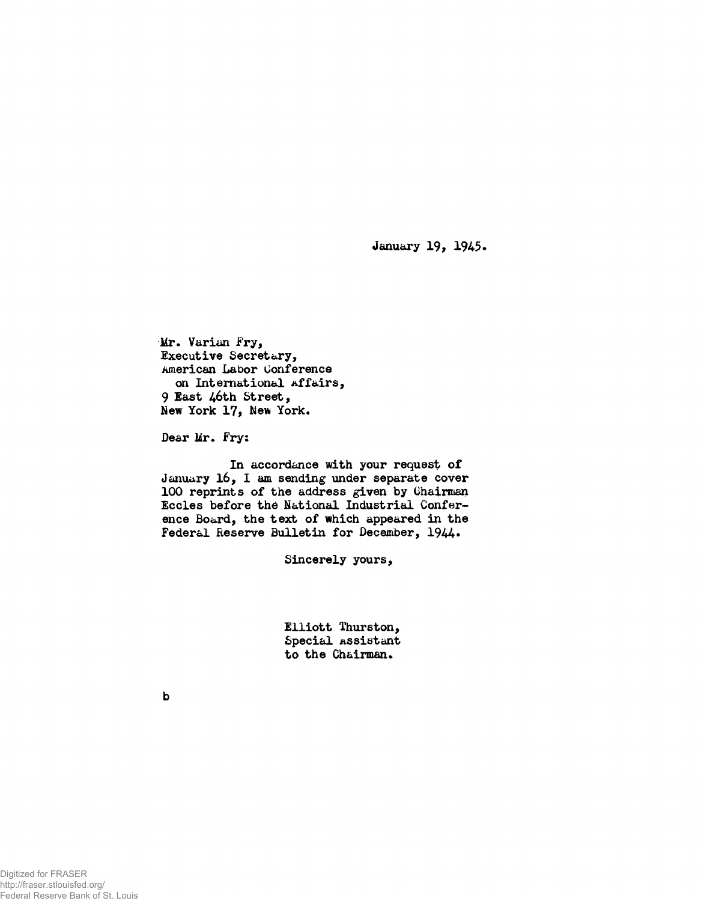January 19, 1945.

Mr. Varian Fry,
Executive Secretary,
American Labor Conference
on International Affairs,
9 East 46th Street,
New York 17, New York.

Dear Mr. Fry:

In accordance with your request of January 16, I am sending under separate cover 100 reprints of the address given by Chairman Eccles before the National Industrial Conference Board, the text of which appeared in the Federal Reserve Bulletin for December, 1944.

Sincerely yours,

Elliott Thurston,
Special Assistant
to the Chairman.

b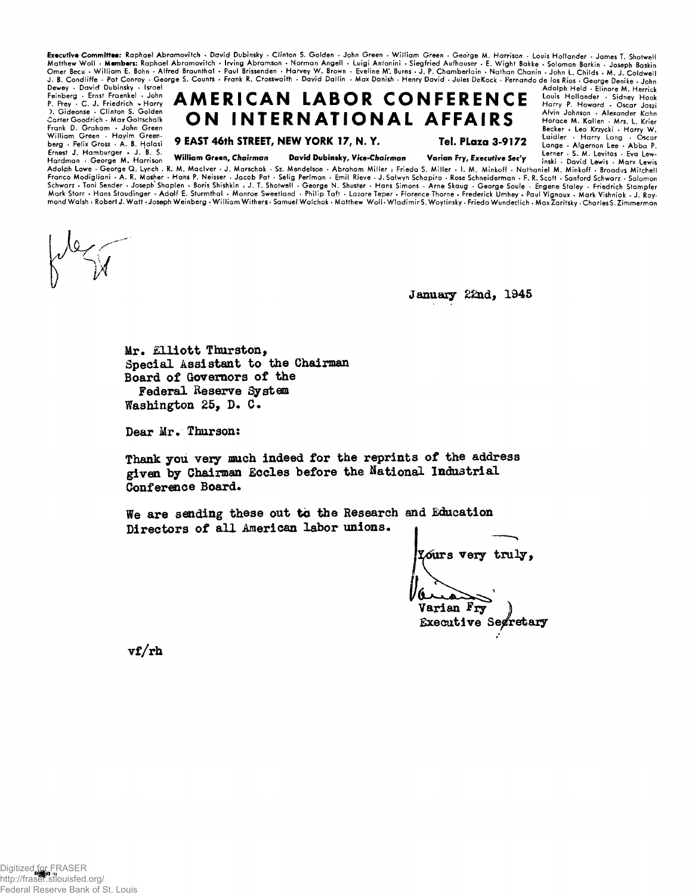**Executive Committee:** Raphael Abramovitch · David Dubinsky · Clinton S. Golden · John Green · William Green · George M. Harrison · Louis Hollander · James T. Shotwell
Matthew Woll · **Members:** Raphael Abramovitch · Irving Abramson · Norman Angell · Luigi Antonini · Siegfried Aufhauser · E. Wight Bakke · Solomon Barkin · Joseph Baskin
Omer Becu · William E. Bohn · Alfred Braunthal · Paul Brissenden · Harvey W. Brown · Eveline M. Burns · J. P. Chamberlain · Nathan Chanin · John L. Childs · M. J. Coldwell
J. B. Condliffe · Pat Conroy · George S. Counts · Frank R. Crosswaith · David Dallin · Max Danish · Henry David · Jules DeKock · Fernando de los Rios · George Denike · John
Dewey · David Dubinsky · Israel Feinberg · Ernst Fraenkel · John P. Frey · C. J. Friedrich · Harry D. Gideonse · Clinton S. Golden · Carter Goodrich · Max Gottschalk · Frank D. Graham · John Green · William Green · Hayim Greenberg · Felix Gross · A. B. Halasi · Ernest J. Hamburger · J. B. S. Hardman · George M. Harrison · Adolph Held · Elinore M. Herrick · Louis Hollander · Sidney Hook · Harry P. Howard · Oscar Jaszi · Alvin Johnson · Alexander Kahn · Horace M. Kallen · Mrs. L. Krier Becker · Leo Krzycki · Harry W. Laidler · Harry Lang · Oscar Lange · Algernon Lee · Abba P. Lerner · S. M. Levitas · Eva Lewinski · David Lewis · Marx Lewis

# AMERICAN LABOR CONFERENCE ON INTERNATIONAL AFFAIRS

**9 EAST 46th STREET, NEW YORK 17, N. Y.** **Tel. PLaza 3-9172**

**William Green, *Chairman*** **David Dubinsky, *Vice-Chairman*** **Varian Fry, *Executive Sec'y***

Adolph Lowe · George Q. Lynch · R. M. MacIver · J. Marschak · Sz. Mendelson · Abraham Miller · Frieda S. Miller · I. M. Minkoff · Nathaniel M. Minkoff · Broadus Mitchell
Franco Modigliani · A. R. Mosher · Hans P. Neisser · Jacob Pat · Selig Perlman · Emil Rieve · J. Salwyn Schapiro · Rose Schneiderman · F. R. Scott · Sanford Schwarz · Solomon
Schwarz · Toni Sender · Joseph Shaplen · Boris Shishkin · J. T. Shotwell · George N. Shuster · Hans Simons · Arne Skaug · George Soule · Engene Staley · Friedrich Stampfer
Mark Starr · Hans Staudinger · Adolf E. Sturmthal · Monroe Sweetland · Philip Taft · Lazare Teper · Florence Thorne · Frederick Umhey · Paul Vignaux · Mark Vishniak · J. Raymond Walsh · Robert J. Watt · Joseph Weinberg · William Withers · Samuel Wolchok · Matthew Woll · Wladimir S. Woytinsky · Frieda Wunderlich · Max Zaritsky · Charles S. Zimmerman

January 22nd, 1945

Mr. Elliott Thurston,
Special Assistant to the Chairman
Board of Governors of the
Federal Reserve System
Washington 25, D. C.

Dear Mr. Thurson:

Thank you very much indeed for the reprints of the address given by Chairman Eccles before the National Industrial Conference Board.

We are sending these out to the Research and Education Directors of all American labor unions.

Yours very truly,

Varian Fry
Executive Secretary

vf/rh